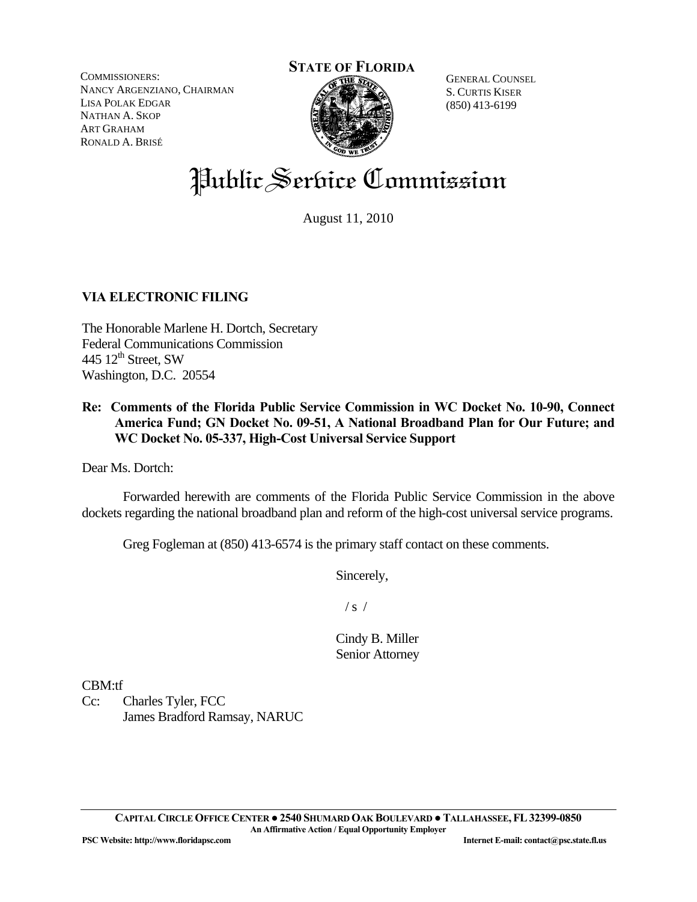COMMISSIONERS:
NANCY ARGENZIANO, CHAIRMAN
LISA POLAK EDGAR
NATHAN A. SKOP
ART GRAHAM
RONALD A. BRISÉ

**STATE OF FLORIDA**

GENERAL COUNSEL
S. CURTIS KISER
(850) 413-6199

# Public Service Commission

August 11, 2010

**VIA ELECTRONIC FILING**

The Honorable Marlene H. Dortch, Secretary
Federal Communications Commission
445 12th Street, SW
Washington, D.C. 20554

**Re: Comments of the Florida Public Service Commission in WC Docket No. 10-90, Connect America Fund; GN Docket No. 09-51, A National Broadband Plan for Our Future; and WC Docket No. 05-337, High-Cost Universal Service Support**

Dear Ms. Dortch:

Forwarded herewith are comments of the Florida Public Service Commission in the above dockets regarding the national broadband plan and reform of the high-cost universal service programs.

Greg Fogleman at (850) 413-6574 is the primary staff contact on these comments.

Sincerely,

/ s /

Cindy B. Miller
Senior Attorney

CBM:tf
Cc: Charles Tyler, FCC
James Bradford Ramsay, NARUC

**CAPITAL CIRCLE OFFICE CENTER ● 2540 SHUMARD OAK BOULEVARD ● TALLAHASSEE, FL 32399-0850**
**An Affirmative Action / Equal Opportunity Employer**
**PSC Website: http://www.floridapsc.com** **Internet E-mail: contact@psc.state.fl.us**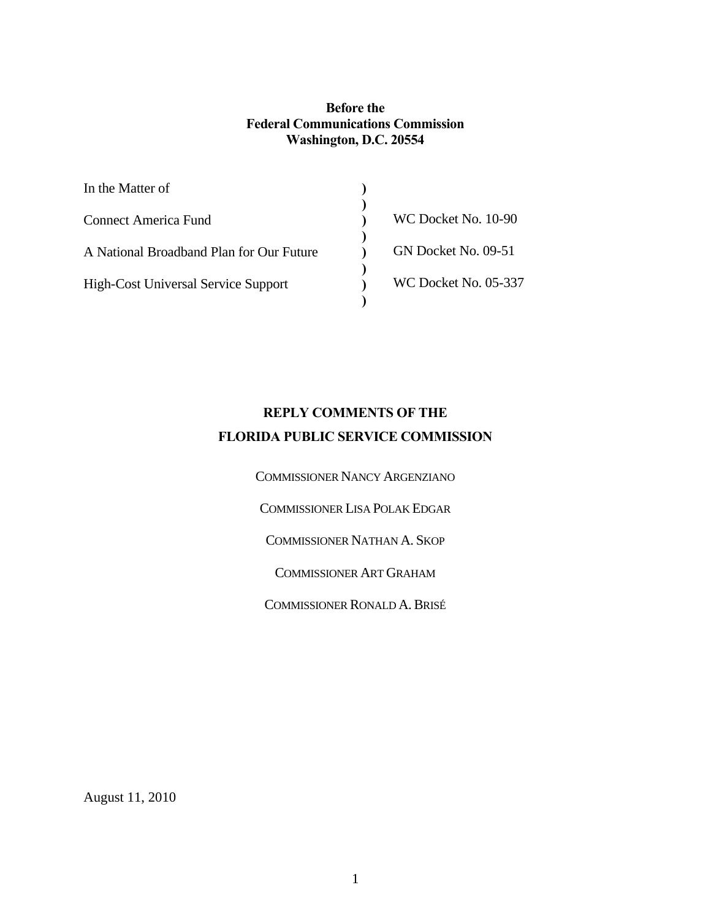**Before the**
**Federal Communications Commission**
**Washington, D.C. 20554**

| In the Matter of | ) | |
|---|---|---|
| | ) | |
| Connect America Fund | ) | WC Docket No. 10-90 |
| | ) | |
| A National Broadband Plan for Our Future | ) | GN Docket No. 09-51 |
| | ) | |
| High-Cost Universal Service Support | ) | WC Docket No. 05-337 |
| | ) | |

# REPLY COMMENTS OF THE FLORIDA PUBLIC SERVICE COMMISSION

COMMISSIONER NANCY ARGENZIANO

COMMISSIONER LISA POLAK EDGAR

COMMISSIONER NATHAN A. SKOP

COMMISSIONER ART GRAHAM

COMMISSIONER RONALD A. BRISÉ

August 11, 2010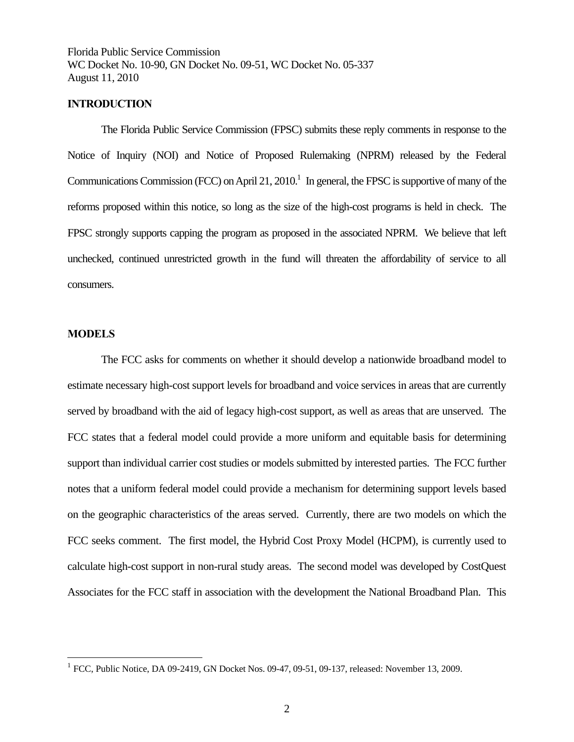## INTRODUCTION

The Florida Public Service Commission (FPSC) submits these reply comments in response to the Notice of Inquiry (NOI) and Notice of Proposed Rulemaking (NPRM) released by the Federal Communications Commission (FCC) on April 21, 2010.[1] In general, the FPSC is supportive of many of the reforms proposed within this notice, so long as the size of the high-cost programs is held in check. The FPSC strongly supports capping the program as proposed in the associated NPRM. We believe that left unchecked, continued unrestricted growth in the fund will threaten the affordability of service to all consumers.

## MODELS

The FCC asks for comments on whether it should develop a nationwide broadband model to estimate necessary high-cost support levels for broadband and voice services in areas that are currently served by broadband with the aid of legacy high-cost support, as well as areas that are unserved. The FCC states that a federal model could provide a more uniform and equitable basis for determining support than individual carrier cost studies or models submitted by interested parties. The FCC further notes that a uniform federal model could provide a mechanism for determining support levels based on the geographic characteristics of the areas served. Currently, there are two models on which the FCC seeks comment. The first model, the Hybrid Cost Proxy Model (HCPM), is currently used to calculate high-cost support in non-rural study areas. The second model was developed by CostQuest Associates for the FCC staff in association with the development the National Broadband Plan. This

[1] FCC, Public Notice, DA 09-2419, GN Docket Nos. 09-47, 09-51, 09-137, released: November 13, 2009.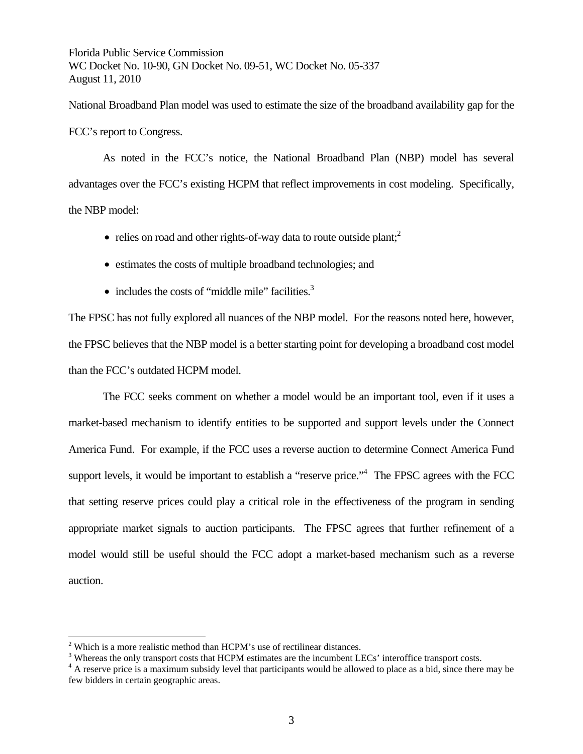National Broadband Plan model was used to estimate the size of the broadband availability gap for the FCC's report to Congress.

As noted in the FCC's notice, the National Broadband Plan (NBP) model has several advantages over the FCC's existing HCPM that reflect improvements in cost modeling. Specifically, the NBP model:

- relies on road and other rights-of-way data to route outside plant;[2]
- estimates the costs of multiple broadband technologies; and
- includes the costs of "middle mile" facilities.[3]

The FPSC has not fully explored all nuances of the NBP model. For the reasons noted here, however, the FPSC believes that the NBP model is a better starting point for developing a broadband cost model than the FCC's outdated HCPM model.

The FCC seeks comment on whether a model would be an important tool, even if it uses a market-based mechanism to identify entities to be supported and support levels under the Connect America Fund. For example, if the FCC uses a reverse auction to determine Connect America Fund support levels, it would be important to establish a "reserve price."[4] The FPSC agrees with the FCC that setting reserve prices could play a critical role in the effectiveness of the program in sending appropriate market signals to auction participants. The FPSC agrees that further refinement of a model would still be useful should the FCC adopt a market-based mechanism such as a reverse auction.

---

[2] Which is a more realistic method than HCPM's use of rectilinear distances.

[3] Whereas the only transport costs that HCPM estimates are the incumbent LECs' interoffice transport costs.

[4] A reserve price is a maximum subsidy level that participants would be allowed to place as a bid, since there may be few bidders in certain geographic areas.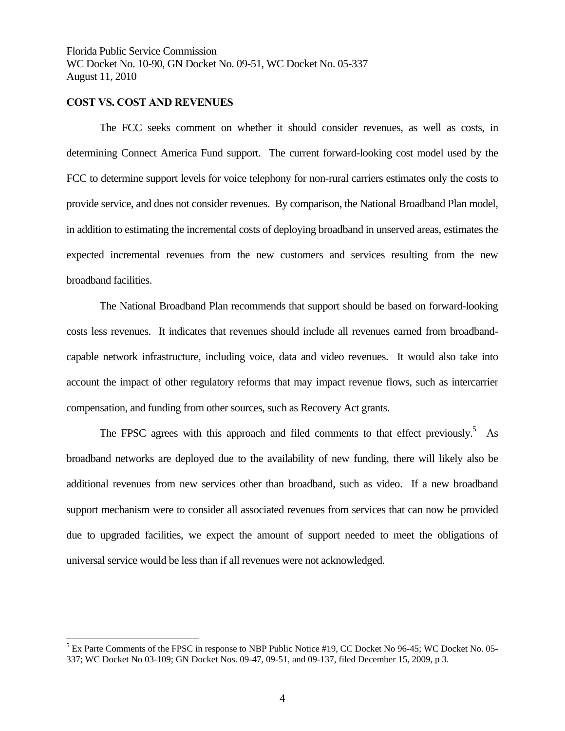## COST VS. COST AND REVENUES

The FCC seeks comment on whether it should consider revenues, as well as costs, in determining Connect America Fund support. The current forward-looking cost model used by the FCC to determine support levels for voice telephony for non-rural carriers estimates only the costs to provide service, and does not consider revenues. By comparison, the National Broadband Plan model, in addition to estimating the incremental costs of deploying broadband in unserved areas, estimates the expected incremental revenues from the new customers and services resulting from the new broadband facilities.

The National Broadband Plan recommends that support should be based on forward-looking costs less revenues. It indicates that revenues should include all revenues earned from broadband-capable network infrastructure, including voice, data and video revenues. It would also take into account the impact of other regulatory reforms that may impact revenue flows, such as intercarrier compensation, and funding from other sources, such as Recovery Act grants.

The FPSC agrees with this approach and filed comments to that effect previously.[5] As broadband networks are deployed due to the availability of new funding, there will likely also be additional revenues from new services other than broadband, such as video. If a new broadband support mechanism were to consider all associated revenues from services that can now be provided due to upgraded facilities, we expect the amount of support needed to meet the obligations of universal service would be less than if all revenues were not acknowledged.

---

[5] Ex Parte Comments of the FPSC in response to NBP Public Notice #19, CC Docket No 96-45; WC Docket No. 05-337; WC Docket No 03-109; GN Docket Nos. 09-47, 09-51, and 09-137, filed December 15, 2009, p 3.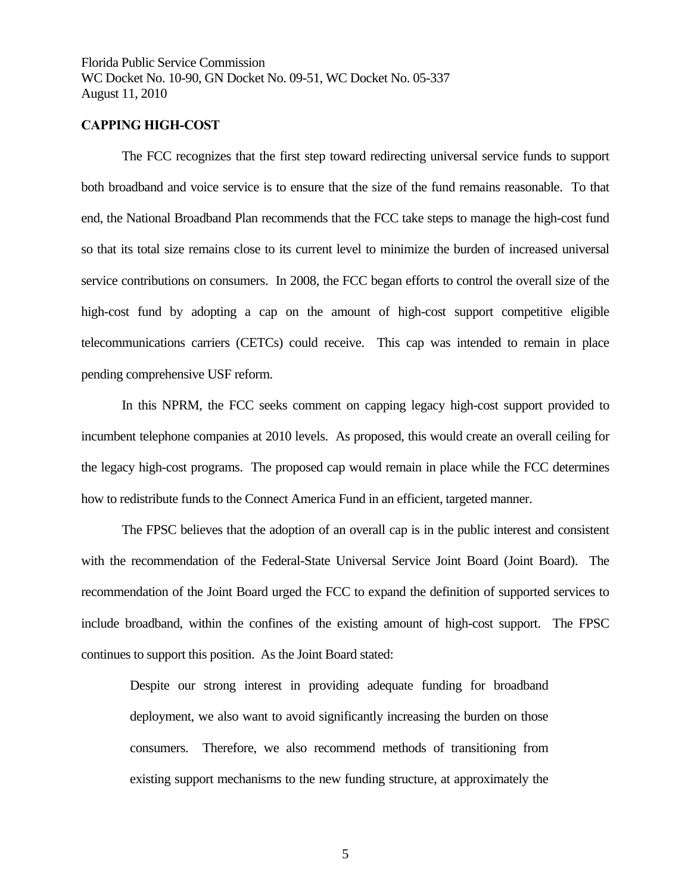## CAPPING HIGH-COST

The FCC recognizes that the first step toward redirecting universal service funds to support both broadband and voice service is to ensure that the size of the fund remains reasonable. To that end, the National Broadband Plan recommends that the FCC take steps to manage the high-cost fund so that its total size remains close to its current level to minimize the burden of increased universal service contributions on consumers. In 2008, the FCC began efforts to control the overall size of the high-cost fund by adopting a cap on the amount of high-cost support competitive eligible telecommunications carriers (CETCs) could receive. This cap was intended to remain in place pending comprehensive USF reform.

In this NPRM, the FCC seeks comment on capping legacy high-cost support provided to incumbent telephone companies at 2010 levels. As proposed, this would create an overall ceiling for the legacy high-cost programs. The proposed cap would remain in place while the FCC determines how to redistribute funds to the Connect America Fund in an efficient, targeted manner.

The FPSC believes that the adoption of an overall cap is in the public interest and consistent with the recommendation of the Federal-State Universal Service Joint Board (Joint Board). The recommendation of the Joint Board urged the FCC to expand the definition of supported services to include broadband, within the confines of the existing amount of high-cost support. The FPSC continues to support this position. As the Joint Board stated:

> Despite our strong interest in providing adequate funding for broadband deployment, we also want to avoid significantly increasing the burden on those consumers. Therefore, we also recommend methods of transitioning from existing support mechanisms to the new funding structure, at approximately the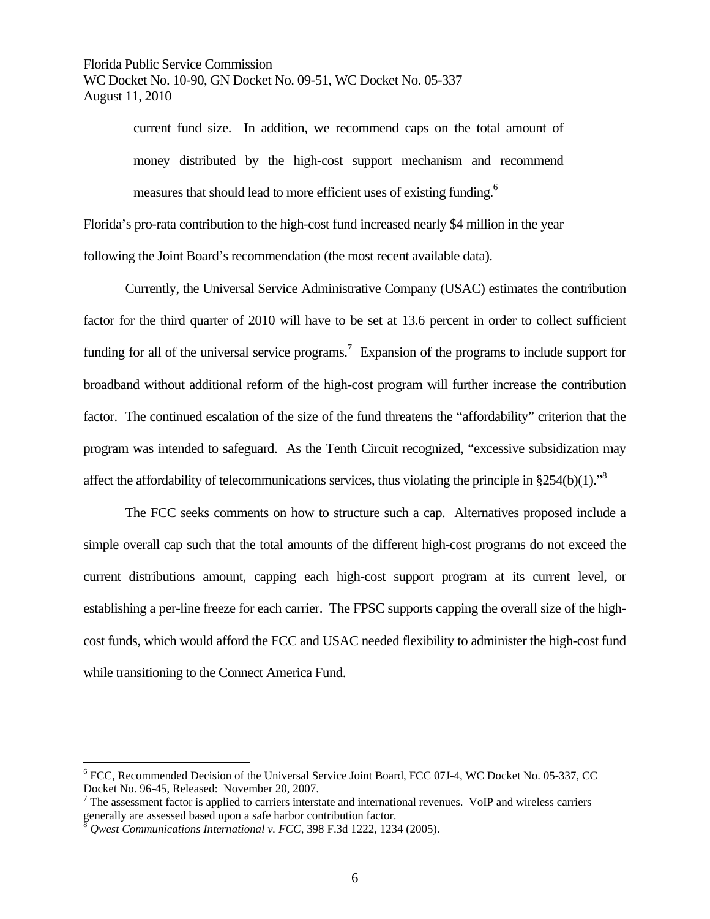> current fund size. In addition, we recommend caps on the total amount of money distributed by the high-cost support mechanism and recommend measures that should lead to more efficient uses of existing funding.[6]

Florida's pro-rata contribution to the high-cost fund increased nearly $4 million in the year following the Joint Board's recommendation (the most recent available data).

Currently, the Universal Service Administrative Company (USAC) estimates the contribution factor for the third quarter of 2010 will have to be set at 13.6 percent in order to collect sufficient funding for all of the universal service programs.[7] Expansion of the programs to include support for broadband without additional reform of the high-cost program will further increase the contribution factor. The continued escalation of the size of the fund threatens the "affordability" criterion that the program was intended to safeguard. As the Tenth Circuit recognized, "excessive subsidization may affect the affordability of telecommunications services, thus violating the principle in §254(b)(1)."[8]

The FCC seeks comments on how to structure such a cap. Alternatives proposed include a simple overall cap such that the total amounts of the different high-cost programs do not exceed the current distributions amount, capping each high-cost support program at its current level, or establishing a per-line freeze for each carrier. The FPSC supports capping the overall size of the high-cost funds, which would afford the FCC and USAC needed flexibility to administer the high-cost fund while transitioning to the Connect America Fund.

---

[6] FCC, Recommended Decision of the Universal Service Joint Board, FCC 07J-4, WC Docket No. 05-337, CC Docket No. 96-45, Released: November 20, 2007.

[7] The assessment factor is applied to carriers interstate and international revenues. VoIP and wireless carriers generally are assessed based upon a safe harbor contribution factor.

[8] *Qwest Communications International v. FCC*, 398 F.3d 1222, 1234 (2005).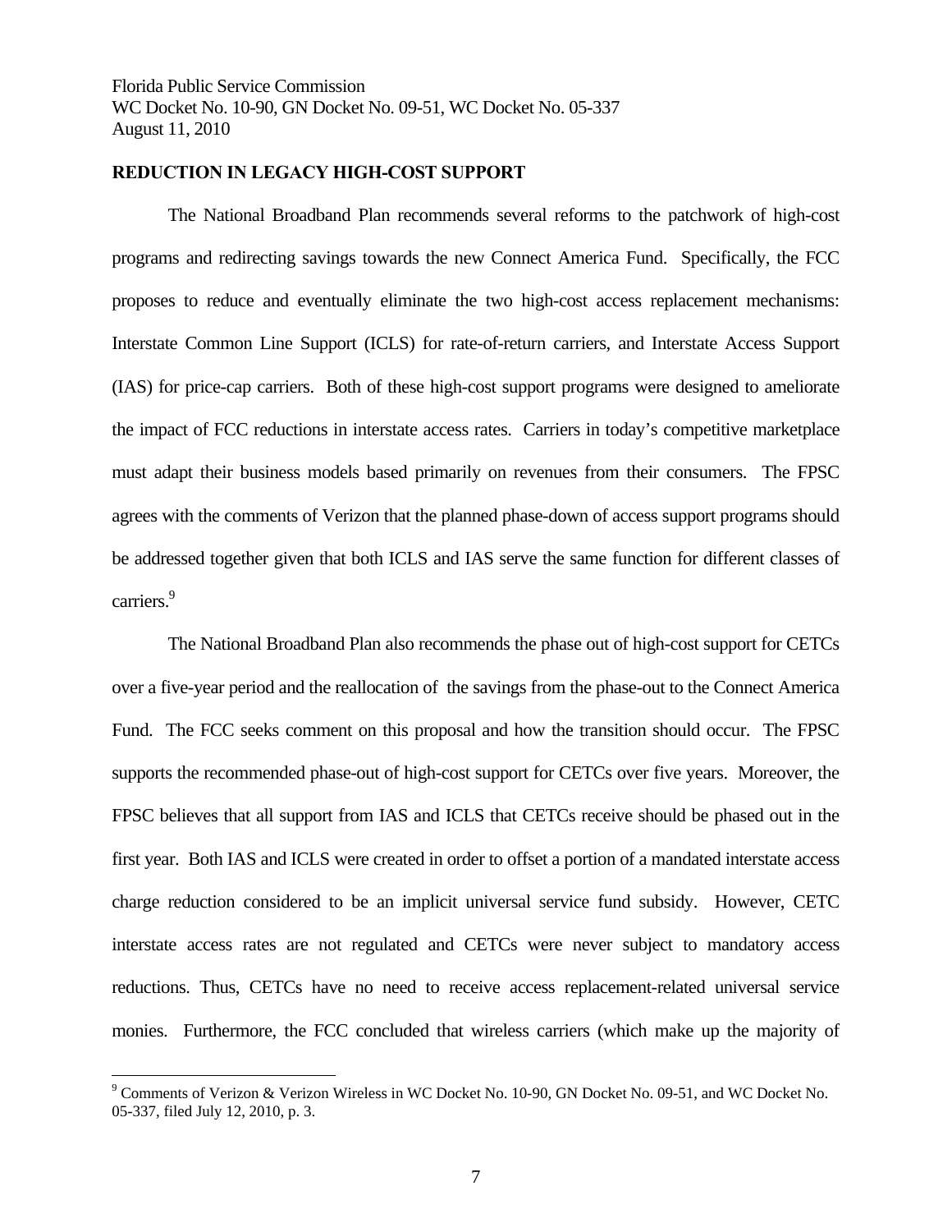**REDUCTION IN LEGACY HIGH-COST SUPPORT**

The National Broadband Plan recommends several reforms to the patchwork of high-cost programs and redirecting savings towards the new Connect America Fund. Specifically, the FCC proposes to reduce and eventually eliminate the two high-cost access replacement mechanisms: Interstate Common Line Support (ICLS) for rate-of-return carriers, and Interstate Access Support (IAS) for price-cap carriers. Both of these high-cost support programs were designed to ameliorate the impact of FCC reductions in interstate access rates. Carriers in today's competitive marketplace must adapt their business models based primarily on revenues from their consumers. The FPSC agrees with the comments of Verizon that the planned phase-down of access support programs should be addressed together given that both ICLS and IAS serve the same function for different classes of carriers.[9]

The National Broadband Plan also recommends the phase out of high-cost support for CETCs over a five-year period and the reallocation of the savings from the phase-out to the Connect America Fund. The FCC seeks comment on this proposal and how the transition should occur. The FPSC supports the recommended phase-out of high-cost support for CETCs over five years. Moreover, the FPSC believes that all support from IAS and ICLS that CETCs receive should be phased out in the first year. Both IAS and ICLS were created in order to offset a portion of a mandated interstate access charge reduction considered to be an implicit universal service fund subsidy. However, CETC interstate access rates are not regulated and CETCs were never subject to mandatory access reductions. Thus, CETCs have no need to receive access replacement-related universal service monies. Furthermore, the FCC concluded that wireless carriers (which make up the majority of

---

[9] Comments of Verizon & Verizon Wireless in WC Docket No. 10-90, GN Docket No. 09-51, and WC Docket No. 05-337, filed July 12, 2010, p. 3.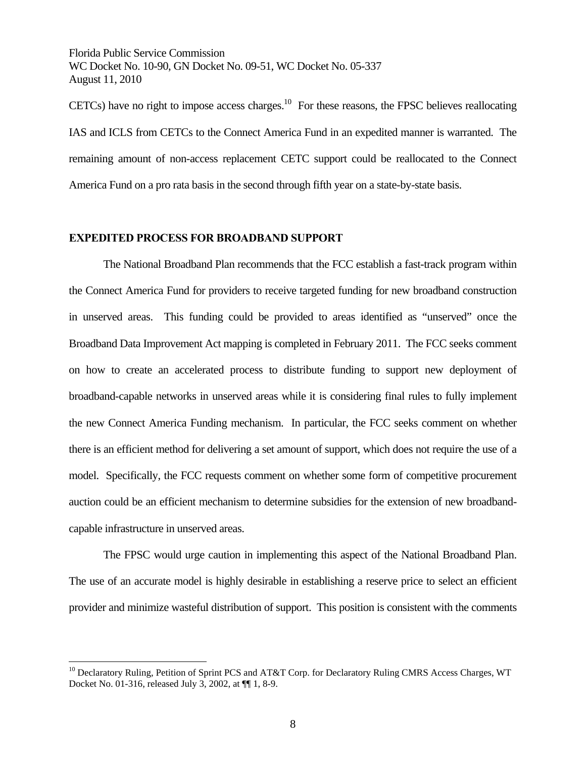CETCs) have no right to impose access charges.[10] For these reasons, the FPSC believes reallocating IAS and ICLS from CETCs to the Connect America Fund in an expedited manner is warranted. The remaining amount of non-access replacement CETC support could be reallocated to the Connect America Fund on a pro rata basis in the second through fifth year on a state-by-state basis.

**EXPEDITED PROCESS FOR BROADBAND SUPPORT**

The National Broadband Plan recommends that the FCC establish a fast-track program within the Connect America Fund for providers to receive targeted funding for new broadband construction in unserved areas. This funding could be provided to areas identified as "unserved" once the Broadband Data Improvement Act mapping is completed in February 2011. The FCC seeks comment on how to create an accelerated process to distribute funding to support new deployment of broadband-capable networks in unserved areas while it is considering final rules to fully implement the new Connect America Funding mechanism. In particular, the FCC seeks comment on whether there is an efficient method for delivering a set amount of support, which does not require the use of a model. Specifically, the FCC requests comment on whether some form of competitive procurement auction could be an efficient mechanism to determine subsidies for the extension of new broadband-capable infrastructure in unserved areas.

The FPSC would urge caution in implementing this aspect of the National Broadband Plan. The use of an accurate model is highly desirable in establishing a reserve price to select an efficient provider and minimize wasteful distribution of support. This position is consistent with the comments

[10] Declaratory Ruling, Petition of Sprint PCS and AT&T Corp. for Declaratory Ruling CMRS Access Charges, WT Docket No. 01-316, released July 3, 2002, at ¶¶ 1, 8-9.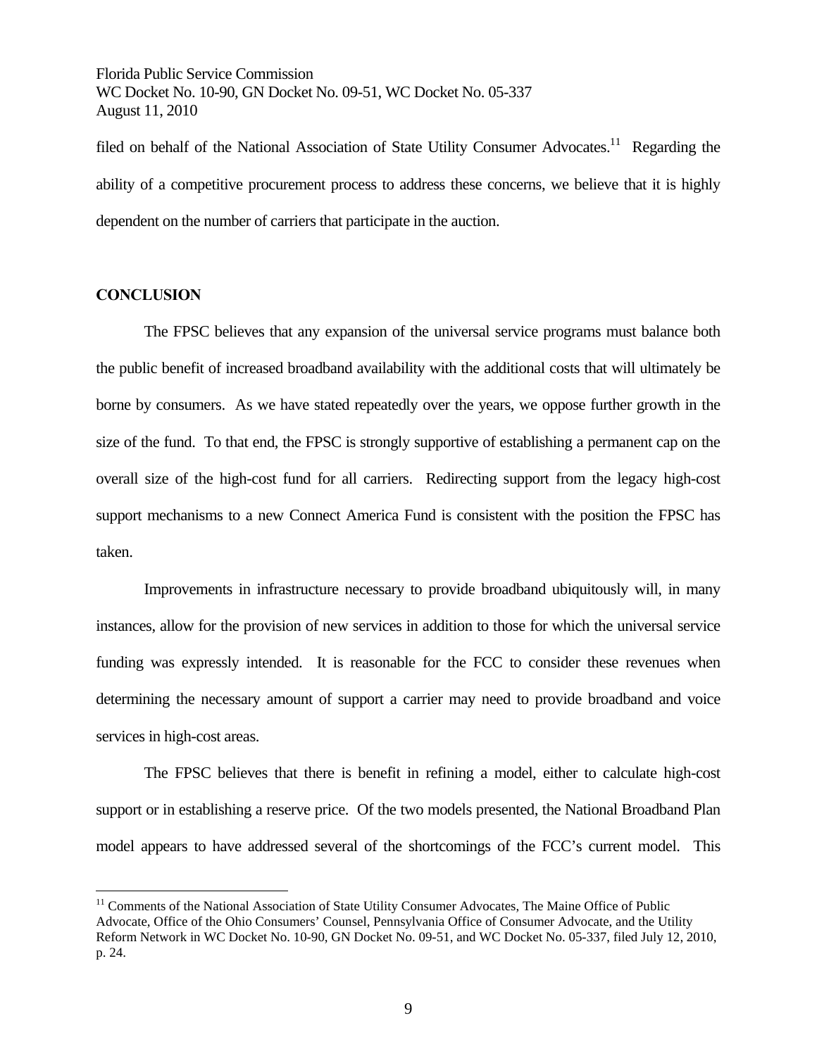filed on behalf of the National Association of State Utility Consumer Advocates.[11] Regarding the ability of a competitive procurement process to address these concerns, we believe that it is highly dependent on the number of carriers that participate in the auction.

## CONCLUSION

The FPSC believes that any expansion of the universal service programs must balance both the public benefit of increased broadband availability with the additional costs that will ultimately be borne by consumers. As we have stated repeatedly over the years, we oppose further growth in the size of the fund. To that end, the FPSC is strongly supportive of establishing a permanent cap on the overall size of the high-cost fund for all carriers. Redirecting support from the legacy high-cost support mechanisms to a new Connect America Fund is consistent with the position the FPSC has taken.

Improvements in infrastructure necessary to provide broadband ubiquitously will, in many instances, allow for the provision of new services in addition to those for which the universal service funding was expressly intended. It is reasonable for the FCC to consider these revenues when determining the necessary amount of support a carrier may need to provide broadband and voice services in high-cost areas.

The FPSC believes that there is benefit in refining a model, either to calculate high-cost support or in establishing a reserve price. Of the two models presented, the National Broadband Plan model appears to have addressed several of the shortcomings of the FCC's current model. This

[11] Comments of the National Association of State Utility Consumer Advocates, The Maine Office of Public Advocate, Office of the Ohio Consumers' Counsel, Pennsylvania Office of Consumer Advocate, and the Utility Reform Network in WC Docket No. 10-90, GN Docket No. 09-51, and WC Docket No. 05-337, filed July 12, 2010, p. 24.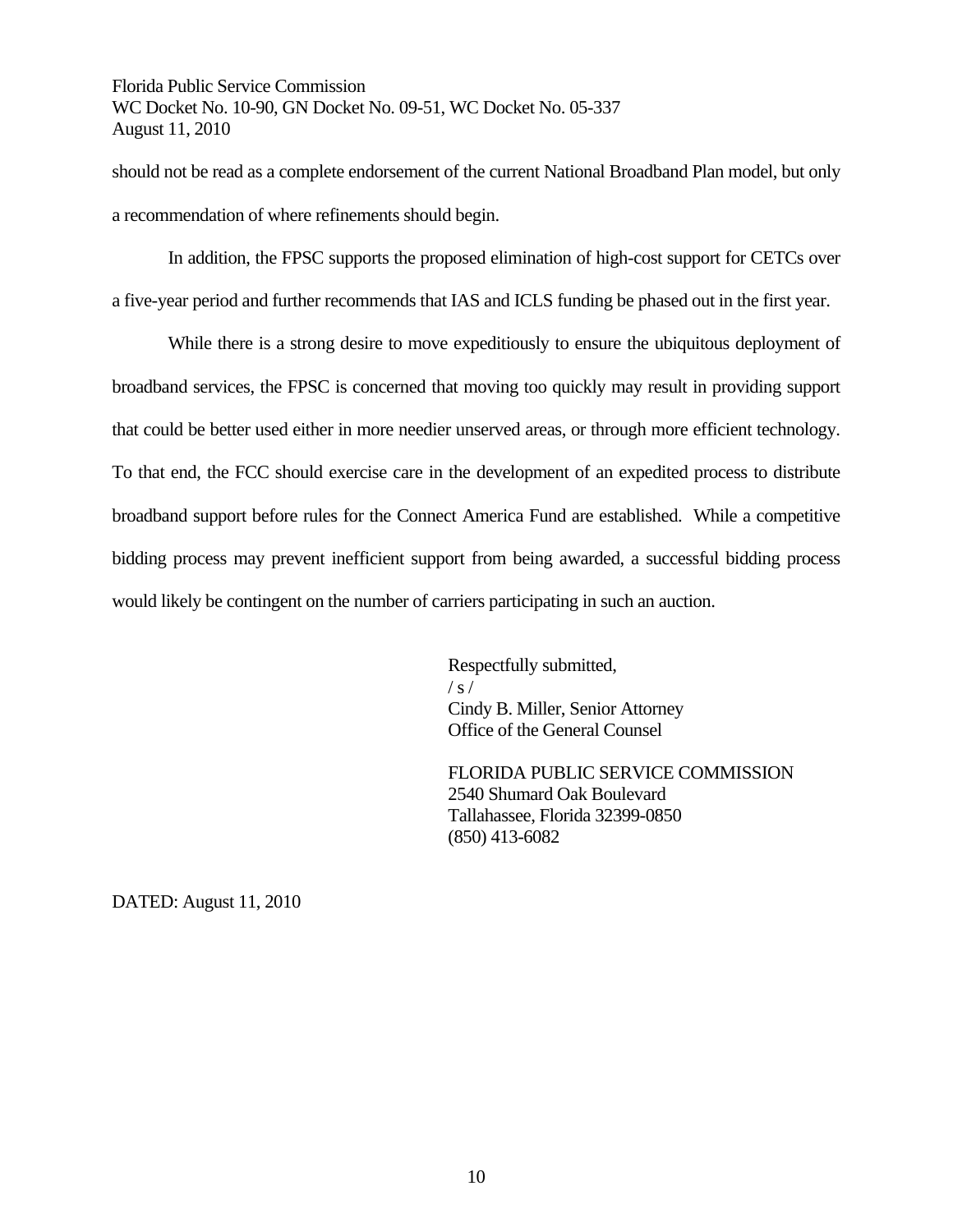should not be read as a complete endorsement of the current National Broadband Plan model, but only a recommendation of where refinements should begin.

In addition, the FPSC supports the proposed elimination of high-cost support for CETCs over a five-year period and further recommends that IAS and ICLS funding be phased out in the first year.

While there is a strong desire to move expeditiously to ensure the ubiquitous deployment of broadband services, the FPSC is concerned that moving too quickly may result in providing support that could be better used either in more needier unserved areas, or through more efficient technology. To that end, the FCC should exercise care in the development of an expedited process to distribute broadband support before rules for the Connect America Fund are established. While a competitive bidding process may prevent inefficient support from being awarded, a successful bidding process would likely be contingent on the number of carriers participating in such an auction.

Respectfully submitted,
/ s /
Cindy B. Miller, Senior Attorney
Office of the General Counsel

FLORIDA PUBLIC SERVICE COMMISSION
2540 Shumard Oak Boulevard
Tallahassee, Florida 32399-0850
(850) 413-6082

DATED: August 11, 2010